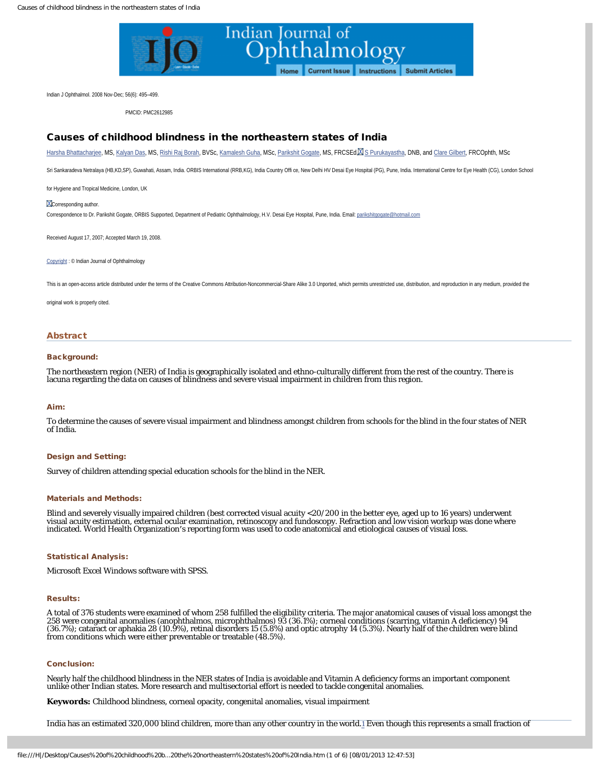Indian J Ophthalmol. 2008 Nov-Dec; 56(6): 495–499.

PMCID: PMC2612985

# Causes of childhood blindness in the northeastern states of India

Harsha Bhattacharjee, MS, Kalyan Das, MS, Rishi Raj Borah, BVSc, Kamalesh Guha, MSc, Parikshit Gogate, MS, FRCSEd, S Purukayastha, DNB, and Clare Gilbert, FRCOphth, MSc

Sri Sankaradeva Netralaya (HB,KD,SP), Guwahati, Assam, India. ORBIS International (RRB,KG), India Country Offi ce, New Delhi HV Desai Eye Hospital (PG), Pune, India. International Centre for Eye Health (CG), London School for Hygiene and Tropical Medicine, London, UK

Corresponding author.

Correspondence to Dr. Parikshit Gogate, ORBIS Supported, Department of Pediatric Ophthalmology, H.V. Desai Eye Hospital, Pune, India. Email: parikshitgogate@hotmail.com

Received August 17, 2007; Accepted March 19, 2008.

Copyright : © Indian Journal of Ophthalmology

This is an open-access article distributed under the terms of the Creative Commons Attribution-Noncommercial-Share Alike 3.0 Unported, which permits unrestricted use, distribution, and reproduction in any medium, provided the original work is properly cited.

## Abstract

### Background:

The northeastern region (NER) of India is geographically isolated and ethno-culturally different from the rest of the country. There is lacuna regarding the data on causes of blindness and severe visual impairment in children from this region.

### Aim:

To determine the causes of severe visual impairment and blindness amongst children from schools for the blind in the four states of NER of India.

### Design and Setting:

Survey of children attending special education schools for the blind in the NER.

### Materials and Methods:

Blind and severely visually impaired children (best corrected visual acuity <20/200 in the better eye, aged up to 16 years) underwent visual acuity estimation, external ocular examination, retinoscopy and fundoscopy. Refraction and low vision workup was done where indicated. World Health Organization's reporting form was used to code anatomical and etiological causes of visual loss.

### Statistical Analysis:

Microsoft Excel Windows software with SPSS.

### Results:

A total of 376 students were examined of whom 258 fulfilled the eligibility criteria. The major anatomical causes of visual loss amongst the 258 were congenital anomalies (anophthalmos, microphthalmos) 93 (36.1%); corneal conditions (scarring, vitamin A deficiency) 94 (36.7%); cataract or aphakia 28 (10.9%), retinal disorders 15 (5.8%) and optic atrophy 14 (5.3%). Nearly half of the children were blind from conditions which were either preventable or treatable (48.5%).

### Conclusion:

Nearly half the childhood blindness in the NER states of India is avoidable and Vitamin A deficiency forms an important component unlike other Indian states. More research and multisectorial effort is needed to tackle congenital anomalies.

**Keywords:** Childhood blindness, corneal opacity, congenital anomalies, visual impairment

India has an estimated 320,000 blind children, more than any other country in the world.[1] Even though this represents a small fraction of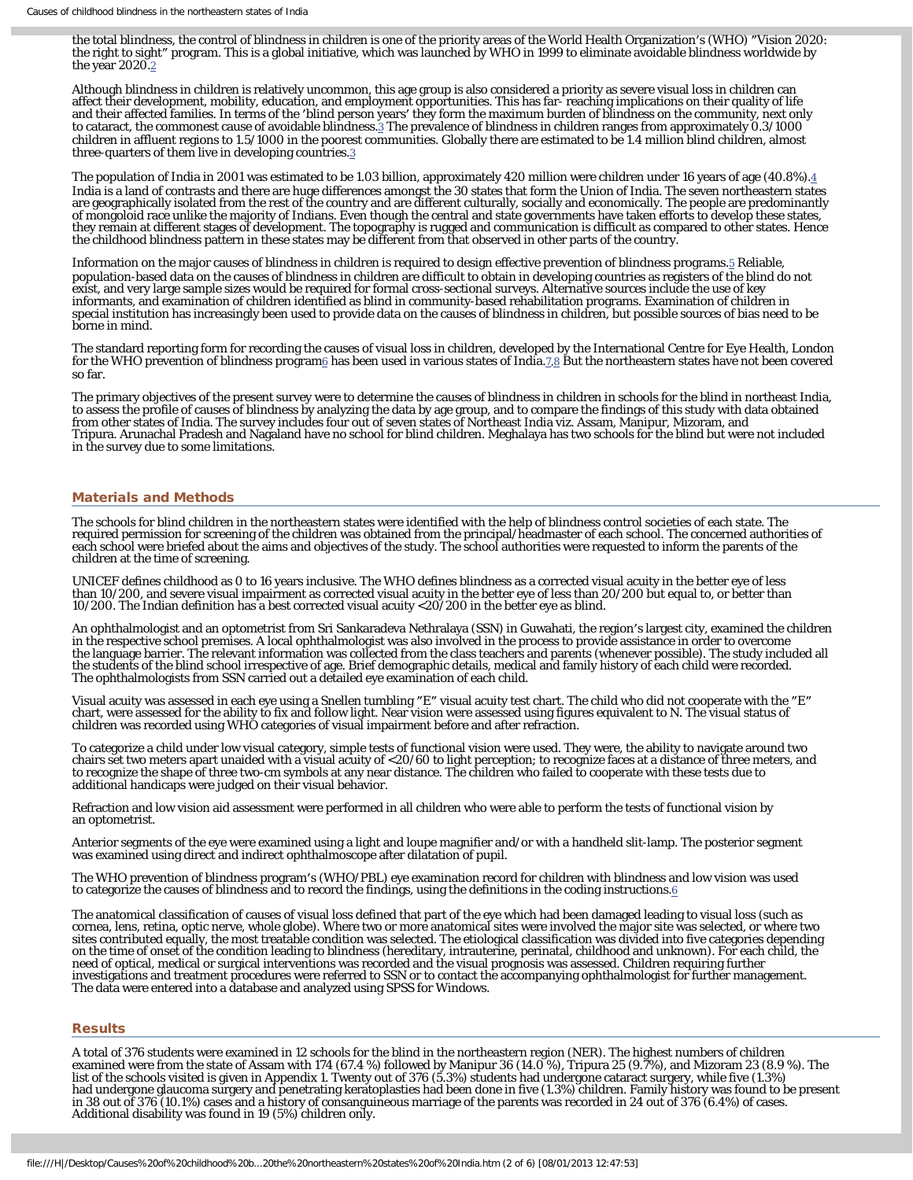the total blindness, the control of blindness in children is one of the priority areas of the World Health Organization's (WHO) "Vision 2020: the right to sight" program. This is a global initiative, which was launched by WHO in 1999 to eliminate avoidable blindness worldwide by the year 2020.[2]

Although blindness in children is relatively uncommon, this age group is also considered a priority as severe visual loss in children can affect their development, mobility, education, and employment opportunities. This has far- reaching implications on their quality of life and their affected families. In terms of the 'blind person years' they form the maximum burden of blindness on the community, next only to cataract, the commonest cause of avoidable blindness.[3] The prevalence of blindness in children ranges from approximately 0.3/1000 children in affluent regions to 1.5/1000 in the poorest communities. Globally there are estimated to be 1.4 million blind children, almost three-quarters of them live in developing countries.[3]

The population of India in 2001 was estimated to be 1.03 billion, approximately 420 million were children under 16 years of age (40.8%).[4] India is a land of contrasts and there are huge differences amongst the 30 states that form the Union of India. The seven northeastern states are geographically isolated from the rest of the country and are different culturally, socially and economically. The people are predominantly of mongoloid race unlike the majority of Indians. Even though the central and state governments have taken efforts to develop these states, they remain at different stages of development. The topography is rugged and communication is difficult as compared to other states. Hence the childhood blindness pattern in these states may be different from that observed in other parts of the country.

Information on the major causes of blindness in children is required to design effective prevention of blindness programs.[5] Reliable, population-based data on the causes of blindness in children are difficult to obtain in developing countries as registers of the blind do not exist, and very large sample sizes would be required for formal cross-sectional surveys. Alternative sources include the use of key informants, and examination of children identified as blind in community-based rehabilitation programs. Examination of children in special institution has increasingly been used to provide data on the causes of blindness in children, but possible sources of bias need to be borne in mind.

The standard reporting form for recording the causes of visual loss in children, developed by the International Centre for Eye Health, London for the WHO prevention of blindness program[6] has been used in various states of India.[7,8] But the northeastern states have not been covered so far.

The primary objectives of the present survey were to determine the causes of blindness in children in schools for the blind in northeast India, to assess the profile of causes of blindness by analyzing the data by age group, and to compare the findings of this study with data obtained from other states of India. The survey includes four out of seven states of Northeast India viz. Assam, Manipur, Mizoram, and Tripura. Arunachal Pradesh and Nagaland have no school for blind children. Meghalaya has two schools for the blind but were not included in the survey due to some limitations.

## Materials and Methods

The schools for blind children in the northeastern states were identified with the help of blindness control societies of each state. The required permission for screening of the children was obtained from the principal/headmaster of each school. The concerned authorities of each school were briefed about the aims and objectives of the study. The school authorities were requested to inform the parents of the children at the time of screening.

UNICEF defines childhood as 0 to 16 years inclusive. The WHO defines blindness as a corrected visual acuity in the better eye of less than 10/200, and severe visual impairment as corrected visual acuity in the better eye of less than 20/200 but equal to, or better than 10/200. The Indian definition has a best corrected visual acuity <20/200 in the better eye as blind.

An ophthalmologist and an optometrist from Sri Sankaradeva Nethralaya (SSN) in Guwahati, the region's largest city, examined the children in the respective school premises. A local ophthalmologist was also involved in the process to provide assistance in order to overcome the language barrier. The relevant information was collected from the class teachers and parents (whenever possible). The study included all the students of the blind school irrespective of age. Brief demographic details, medical and family history of each child were recorded. The ophthalmologists from SSN carried out a detailed eye examination of each child.

Visual acuity was assessed in each eye using a Snellen tumbling "E" visual acuity test chart. The child who did not cooperate with the "E" chart, were assessed for the ability to fix and follow light. Near vision were assessed using figures equivalent to N. The visual status of children was recorded using WHO categories of visual impairment before and after refraction.

To categorize a child under low visual category, simple tests of functional vision were used. They were, the ability to navigate around two chairs set two meters apart unaided with a visual acuity of <20/60 to light perception; to recognize faces at a distance of three meters, and to recognize the shape of three two-cm symbols at any near distance. The children who failed to cooperate with these tests due to additional handicaps were judged on their visual behavior.

Refraction and low vision aid assessment were performed in all children who were able to perform the tests of functional vision by an optometrist.

Anterior segments of the eye were examined using a light and loupe magnifier and/or with a handheld slit-lamp. The posterior segment was examined using direct and indirect ophthalmoscope after dilatation of pupil.

The WHO prevention of blindness program's (WHO/PBL) eye examination record for children with blindness and low vision was used to categorize the causes of blindness and to record the findings, using the definitions in the coding instructions.[6]

The anatomical classification of causes of visual loss defined that part of the eye which had been damaged leading to visual loss (such as cornea, lens, retina, optic nerve, whole globe). Where two or more anatomical sites were involved the major site was selected, or where two sites contributed equally, the most treatable condition was selected. The etiological classification was divided into five categories depending on the time of onset of the condition leading to blindness (hereditary, intrauterine, perinatal, childhood and unknown). For each child, the need of optical, medical or surgical interventions was recorded and the visual prognosis was assessed. Children requiring further investigations and treatment procedures were referred to SSN or to contact the accompanying ophthalmologist for further management. The data were entered into a database and analyzed using SPSS for Windows.

## Results

A total of 376 students were examined in 12 schools for the blind in the northeastern region (NER). The highest numbers of children examined were from the state of Assam with 174 (67.4 %) followed by Manipur 36 (14.0 %), Tripura 25 (9.7%), and Mizoram 23 (8.9 %). The list of the schools visited is given in Appendix 1. Twenty out of 376 (5.3%) students had undergone cataract surgery, while five (1.3%) had undergone glaucoma surgery and penetrating keratoplasties had been done in five (1.3%) children. Family history was found to be present in 38 out of 376 (10.1%) cases and a history of consanguineous marriage of the parents was recorded in 24 out of 376 (6.4%) of cases. Additional disability was found in 19 (5%) children only.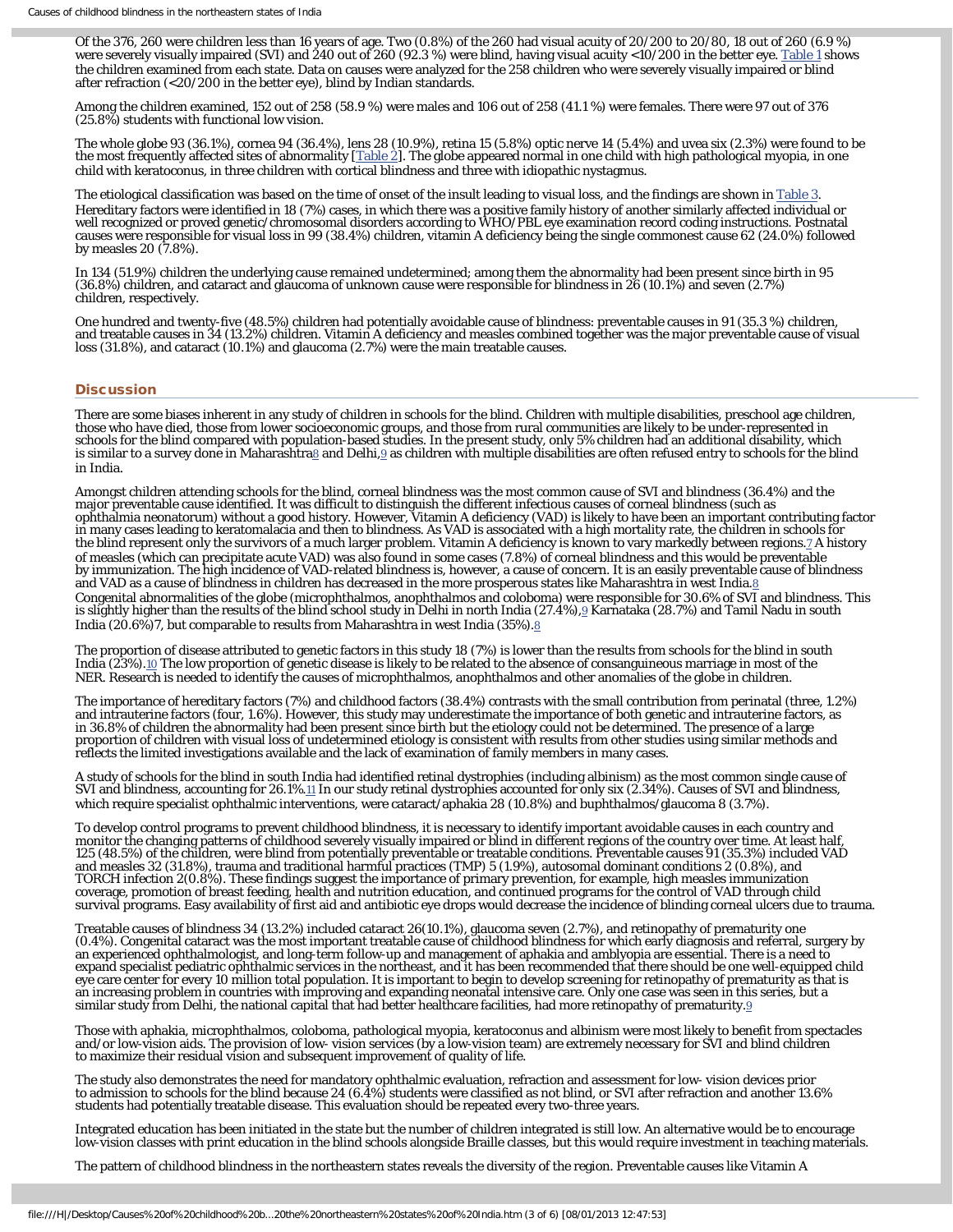Of the 376, 260 were children less than 16 years of age. Two (0.8%) of the 260 had visual acuity of 20/200 to 20/80, 18 out of 260 (6.9 %) were severely visually impaired (SVI) and 240 out of 260 (92.3 %) were blind, having visual acuity <10/200 in the better eye. Table 1 shows the children examined from each state. Data on causes were analyzed for the 258 children who were severely visually impaired or blind after refraction (<20/200 in the better eye), blind by Indian standards.

Among the children examined, 152 out of 258 (58.9 %) were males and 106 out of 258 (41.1 %) were females. There were 97 out of 376 (25.8%) students with functional low vision.

The whole globe 93 (36.1%), cornea 94 (36.4%), lens 28 (10.9%), retina 15 (5.8%) optic nerve 14 (5.4%) and uvea six (2.3%) were found to be the most frequently affected sites of abnormality [Table 2]. The globe appeared normal in one child with high pathological myopia, in one child with keratoconus, in three children with cortical blindness and three with idiopathic nystagmus.

The etiological classification was based on the time of onset of the insult leading to visual loss, and the findings are shown in Table 3. Hereditary factors were identified in 18 (7%) cases, in which there was a positive family history of another similarly affected individual or well recognized or proved genetic/chromosomal disorders according to WHO/PBL eye examination record coding instructions. Postnatal causes were responsible for visual loss in 99 (38.4%) children, vitamin A deficiency being the single commonest cause 62 (24.0%) followed by measles 20 (7.8%).

In 134 (51.9%) children the underlying cause remained undetermined; among them the abnormality had been present since birth in 95 (36.8%) children, and cataract and glaucoma of unknown cause were responsible for blindness in 26 (10.1%) and seven (2.7%) children, respectively.

One hundred and twenty-five (48.5%) children had potentially avoidable cause of blindness: preventable causes in 91 (35.3 %) children, and treatable causes in 34 (13.2%) children. Vitamin A deficiency and measles combined together was the major preventable cause of visual loss (31.8%), and cataract (10.1%) and glaucoma (2.7%) were the main treatable causes.

## Discussion

There are some biases inherent in any study of children in schools for the blind. Children with multiple disabilities, preschool age children, those who have died, those from lower socioeconomic groups, and those from rural communities are likely to be under-represented in schools for the blind compared with population-based studies. In the present study, only 5% children had an additional disability, which is similar to a survey done in Maharashtra[8] and Delhi,[9] as children with multiple disabilities are often refused entry to schools for the blind in India.

Amongst children attending schools for the blind, corneal blindness was the most common cause of SVI and blindness (36.4%) and the major preventable cause identified. It was difficult to distinguish the different infectious causes of corneal blindness (such as ophthalmia neonatorum) without a good history. However, Vitamin A deficiency (VAD) is likely to have been an important contributing factor in many cases leading to keratomalacia and then to blindness. As VAD is associated with a high mortality rate, the children in schools for the blind represent only the survivors of a much larger problem. Vitamin A deficiency is known to vary markedly between regions.[7] A history of measles (which can precipitate acute VAD) was also found in some cases (7.8%) of corneal blindness and this would be preventable by immunization. The high incidence of VAD-related blindness is, however, a cause of concern. It is an easily preventable cause of blindness and VAD as a cause of blindness in children has decreased in the more prosperous states like Maharashtra in west India.[8]
Congenital abnormalities of the globe (microphthalmos, anophthalmos and coloboma) were responsible for 30.6% of SVI and blindness. This is slightly higher than the results of the blind school study in Delhi in north India (27.4%),[9] Karnataka (28.7%) and Tamil Nadu in south India (20.6%)7, but comparable to results from Maharashtra in west India (35%).[8]

The proportion of disease attributed to genetic factors in this study 18 (7%) is lower than the results from schools for the blind in south India (23%).[10] The low proportion of genetic disease is likely to be related to the absence of consanguineous marriage in most of the NER. Research is needed to identify the causes of microphthalmos, anophthalmos and other anomalies of the globe in children.

The importance of hereditary factors (7%) and childhood factors (38.4%) contrasts with the small contribution from perinatal (three, 1.2%) and intrauterine factors (four, 1.6%). However, this study may underestimate the importance of both genetic and intrauterine factors, as in 36.8% of children the abnormality had been present since birth but the etiology could not be determined. The presence of a large proportion of children with visual loss of undetermined etiology is consistent with results from other studies using similar methods and reflects the limited investigations available and the lack of examination of family members in many cases.

A study of schools for the blind in south India had identified retinal dystrophies (including albinism) as the most common single cause of SVI and blindness, accounting for 26.1%.[11] In our study retinal dystrophies accounted for only six (2.34%). Causes of SVI and blindness, which require specialist ophthalmic interventions, were cataract/aphakia 28 (10.8%) and buphthalmos/glaucoma 8 (3.7%).

To develop control programs to prevent childhood blindness, it is necessary to identify important avoidable causes in each country and monitor the changing patterns of childhood severely visually impaired or blind in different regions of the country over time. At least half, 125 (48.5%) of the children, were blind from potentially preventable or treatable conditions. Preventable causes 91 (35.3%) included VAD and measles 32 (31.8%), trauma and traditional harmful practices (TMP) 5 (1.9%), autosomal dominant conditions 2 (0.8%), and TORCH infection 2(0.8%). These findings suggest the importance of primary prevention, for example, high measles immunization coverage, promotion of breast feeding, health and nutrition education, and continued programs for the control of VAD through child survival programs. Easy availability of first aid and antibiotic eye drops would decrease the incidence of blinding corneal ulcers due to trauma.

Treatable causes of blindness 34 (13.2%) included cataract 26(10.1%), glaucoma seven (2.7%), and retinopathy of prematurity one (0.4%). Congenital cataract was the most important treatable cause of childhood blindness for which early diagnosis and referral, surgery by an experienced ophthalmologist, and long-term follow-up and management of aphakia and amblyopia are essential. There is a need to expand specialist pediatric ophthalmic services in the northeast, and it has been recommended that there should be one well-equipped child eye care center for every 10 million total population. It is important to begin to develop screening for retinopathy of prematurity as that is an increasing problem in countries with improving and expanding neonatal intensive care. Only one case was seen in this series, but a similar study from Delhi, the national capital that had better healthcare facilities, had more retinopathy of prematurity.[9]

Those with aphakia, microphthalmos, coloboma, pathological myopia, keratoconus and albinism were most likely to benefit from spectacles and/or low-vision aids. The provision of low- vision services (by a low-vision team) are extremely necessary for SVI and blind children to maximize their residual vision and subsequent improvement of quality of life.

The study also demonstrates the need for mandatory ophthalmic evaluation, refraction and assessment for low- vision devices prior to admission to schools for the blind because 24 (6.4%) students were classified as not blind, or SVI after refraction and another 13.6% students had potentially treatable disease. This evaluation should be repeated every two-three years.

Integrated education has been initiated in the state but the number of children integrated is still low. An alternative would be to encourage low-vision classes with print education in the blind schools alongside Braille classes, but this would require investment in teaching materials.

The pattern of childhood blindness in the northeastern states reveals the diversity of the region. Preventable causes like Vitamin A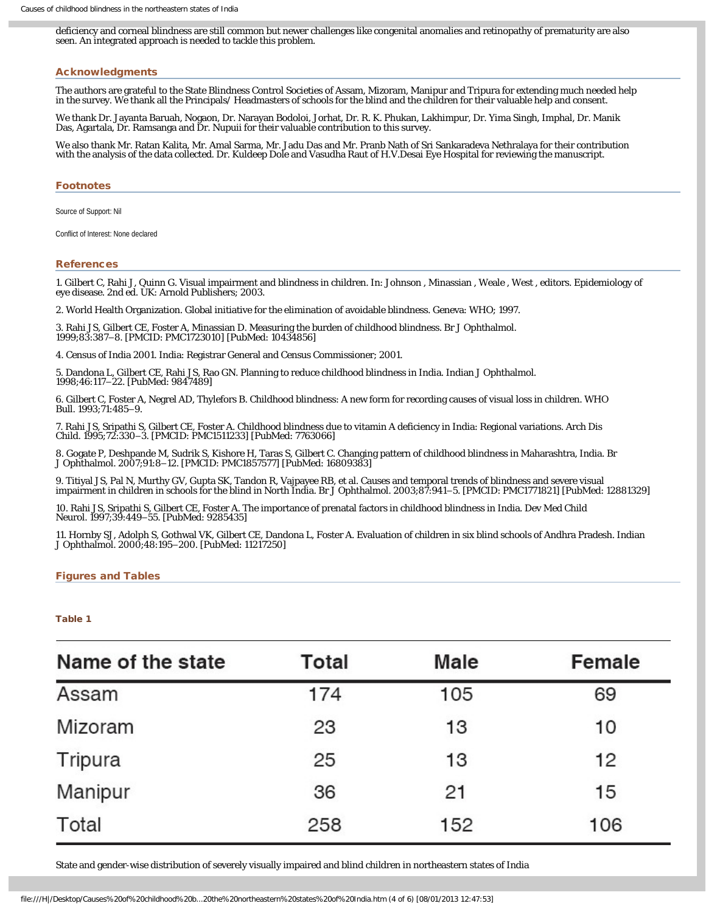deficiency and corneal blindness are still common but newer challenges like congenital anomalies and retinopathy of prematurity are also seen. An integrated approach is needed to tackle this problem.

## Acknowledgments

The authors are grateful to the State Blindness Control Societies of Assam, Mizoram, Manipur and Tripura for extending much needed help in the survey. We thank all the Principals/ Headmasters of schools for the blind and the children for their valuable help and consent.

We thank Dr. Jayanta Baruah, Nogaon, Dr. Narayan Bodoloi, Jorhat, Dr. R. K. Phukan, Lakhimpur, Dr. Yima Singh, Imphal, Dr. Manik Das, Agartala, Dr. Ramsanga and Dr. Nupuii for their valuable contribution to this survey.

We also thank Mr. Ratan Kalita, Mr. Amal Sarma, Mr. Jadu Das and Mr. Pranb Nath of Sri Sankaradeva Nethralaya for their contribution with the analysis of the data collected. Dr. Kuldeep Dole and Vasudha Raut of H.V.Desai Eye Hospital for reviewing the manuscript.

## Footnotes

Source of Support: Nil

Conflict of Interest: None declared

## References

1. Gilbert C, Rahi J, Quinn G. Visual impairment and blindness in children. In: Johnson , Minassian , Weale , West , editors. Epidemiology of eye disease. 2nd ed. UK: Arnold Publishers; 2003.

2. World Health Organization. Global initiative for the elimination of avoidable blindness. Geneva: WHO; 1997.

3. Rahi JS, Gilbert CE, Foster A, Minassian D. Measuring the burden of childhood blindness. Br J Ophthalmol. 1999;83:387–8. [PMCID: PMC1723010] [PubMed: 10434856]

4. Census of India 2001. India: Registrar General and Census Commissioner; 2001.

5. Dandona L, Gilbert CE, Rahi JS, Rao GN. Planning to reduce childhood blindness in India. Indian J Ophthalmol. 1998;46:117–22. [PubMed: 9847489]

6. Gilbert C, Foster A, Negrel AD, Thylefors B. Childhood blindness: A new form for recording causes of visual loss in children. WHO Bull. 1993;71:485–9.

7. Rahi JS, Sripathi S, Gilbert CE, Foster A. Childhood blindness due to vitamin A deficiency in India: Regional variations. Arch Dis Child. 1995;72:330–3. [PMCID: PMC1511233] [PubMed: 7763066]

8. Gogate P, Deshpande M, Sudrik S, Kishore H, Taras S, Gilbert C. Changing pattern of childhood blindness in Maharashtra, India. Br J Ophthalmol. 2007;91:8–12. [PMCID: PMC1857577] [PubMed: 16809383]

9. Titiyal JS, Pal N, Murthy GV, Gupta SK, Tandon R, Vajpayee RB, et al. Causes and temporal trends of blindness and severe visual impairment in children in schools for the blind in North India. Br J Ophthalmol. 2003;87:941–5. [PMCID: PMC1771821] [PubMed: 12881329]

10. Rahi JS, Sripathi S, Gilbert CE, Foster A. The importance of prenatal factors in childhood blindness in India. Dev Med Child Neurol. 1997;39:449–55. [PubMed: 9285435]

11. Hornby SJ, Adolph S, Gothwal VK, Gilbert CE, Dandona L, Foster A. Evaluation of children in six blind schools of Andhra Pradesh. Indian J Ophthalmol. 2000;48:195–200. [PubMed: 11217250]

## Figures and Tables

### Table 1

| Name of the state | Total | Male | Female |
|---|---|---|---|
| Assam | 174 | 105 | 69 |
| Mizoram | 23 | 13 | 10 |
| Tripura | 25 | 13 | 12 |
| Manipur | 36 | 21 | 15 |
| Total | 258 | 152 | 106 |

State and gender-wise distribution of severely visually impaired and blind children in northeastern states of India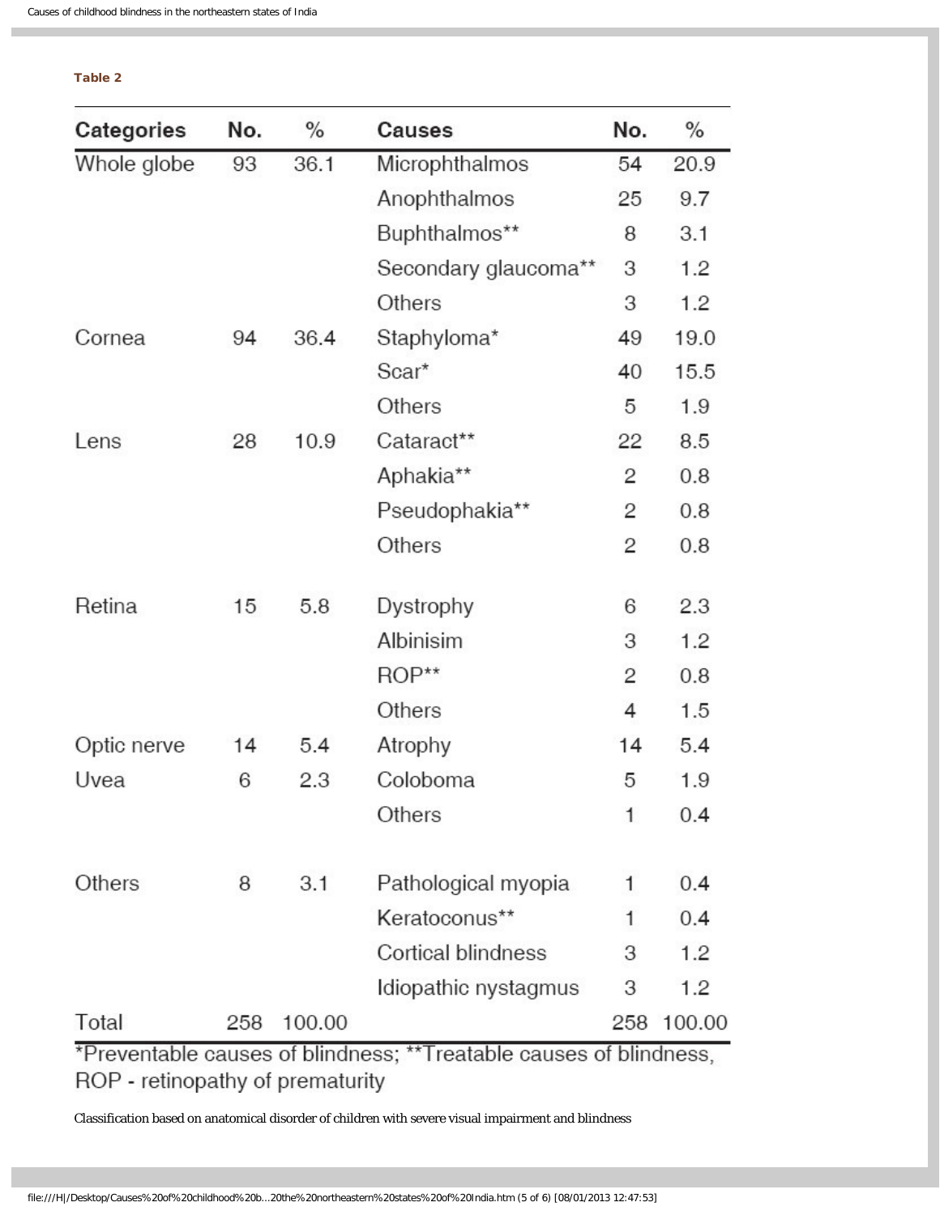**Table 2**

| Categories | No. | % | Causes | No. | % |
|---|---|---|---|---|---|
| Whole globe | 93 | 36.1 | Microphthalmos | 54 | 20.9 |
| | | | Anophthalmos | 25 | 9.7 |
| | | | Buphthalmos** | 8 | 3.1 |
| | | | Secondary glaucoma** | 3 | 1.2 |
| | | | Others | 3 | 1.2 |
| Cornea | 94 | 36.4 | Staphyloma* | 49 | 19.0 |
| | | | Scar* | 40 | 15.5 |
| | | | Others | 5 | 1.9 |
| Lens | 28 | 10.9 | Cataract** | 22 | 8.5 |
| | | | Aphakia** | 2 | 0.8 |
| | | | Pseudophakia** | 2 | 0.8 |
| | | | Others | 2 | 0.8 |
| Retina | 15 | 5.8 | Dystrophy | 6 | 2.3 |
| | | | Albinisim | 3 | 1.2 |
| | | | ROP** | 2 | 0.8 |
| | | | Others | 4 | 1.5 |
| Optic nerve | 14 | 5.4 | Atrophy | 14 | 5.4 |
| Uvea | 6 | 2.3 | Coloboma | 5 | 1.9 |
| | | | Others | 1 | 0.4 |
| Others | 8 | 3.1 | Pathological myopia | 1 | 0.4 |
| | | | Keratoconus** | 1 | 0.4 |
| | | | Cortical blindness | 3 | 1.2 |
| | | | Idiopathic nystagmus | 3 | 1.2 |
| Total | 258 | 100.00 | | 258 | 100.00 |

*Preventable causes of blindness; **Treatable causes of blindness, ROP - retinopathy of prematurity

Classification based on anatomical disorder of children with severe visual impairment and blindness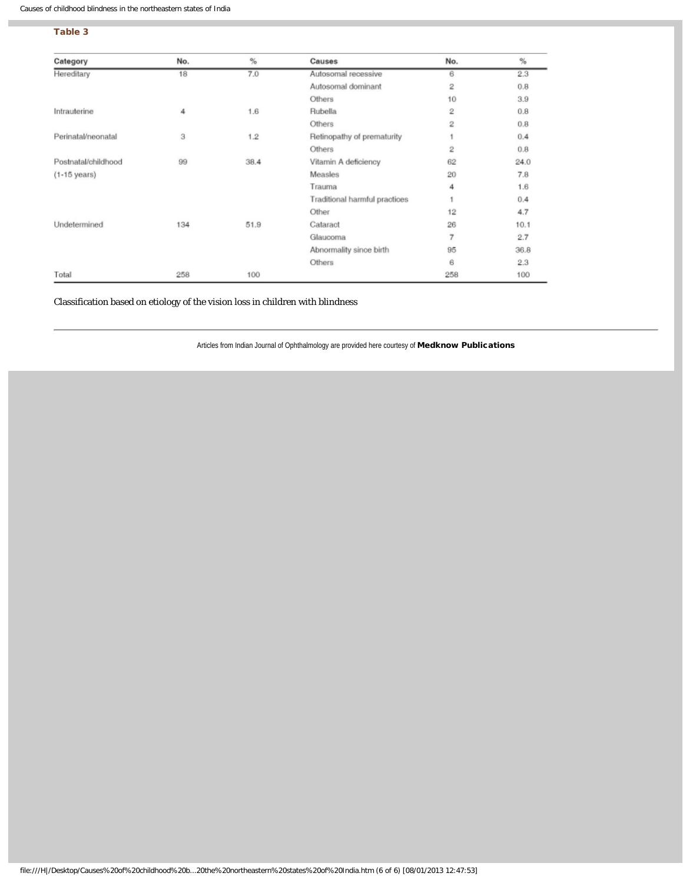### Table 3

| Category | No. | % | Causes | No. | % |
|---|---|---|---|---|---|
| Hereditary | 18 | 7.0 | Autosomal recessive | 6 | 2.3 |
| | | | Autosomal dominant | 2 | 0.8 |
| | | | Others | 10 | 3.9 |
| Intrauterine | 4 | 1.6 | Rubella | 2 | 0.8 |
| | | | Others | 2 | 0.8 |
| Perinatal/neonatal | 3 | 1.2 | Retinopathy of prematurity | 1 | 0.4 |
| | | | Others | 2 | 0.8 |
| Postnatal/childhood (1-15 years) | 99 | 38.4 | Vitamin A deficiency | 62 | 24.0 |
| | | | Measles | 20 | 7.8 |
| | | | Trauma | 4 | 1.6 |
| | | | Traditional harmful practices | 1 | 0.4 |
| | | | Other | 12 | 4.7 |
| Undetermined | 134 | 51.9 | Cataract | 26 | 10.1 |
| | | | Glaucoma | 7 | 2.7 |
| | | | Abnormality since birth | 95 | 36.8 |
| | | | Others | 6 | 2.3 |
| Total | 258 | 100 | | 258 | 100 |

Classification based on etiology of the vision loss in children with blindness

Articles from Indian Journal of Ophthalmology are provided here courtesy of **Medknow Publications**